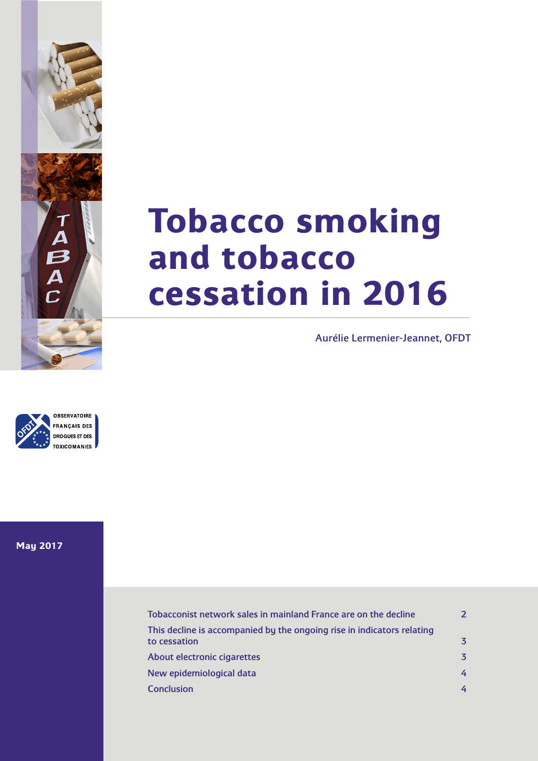# Tobacco smoking and tobacco cessation in 2016

Aurélie Lermenier-Jeannet, OFDT

OBSERVATOIRE FRANÇAIS DES DROGUES ET DES TOXICOMANIES

May 2017

| | |
|---|---|
| Tobacconist network sales in mainland France are on the decline | 2 |
| This decline is accompanied by the ongoing rise in indicators relating to cessation | 3 |
| About electronic cigarettes | 3 |
| New epidemiological data | 4 |
| Conclusion | 4 |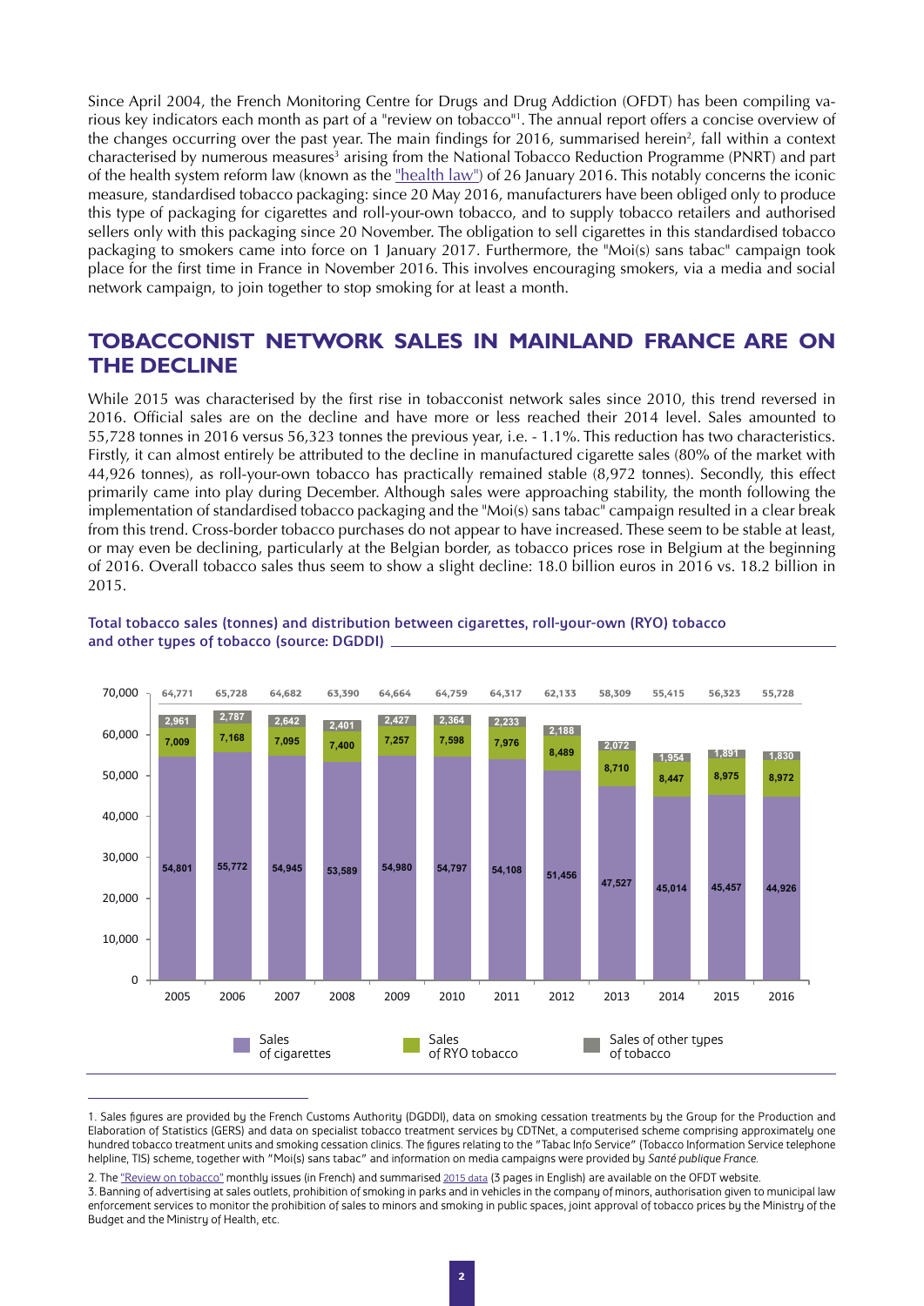Since April 2004, the French Monitoring Centre for Drugs and Drug Addiction (OFDT) has been compiling various key indicators each month as part of a "review on tobacco"[1]. The annual report offers a concise overview of the changes occurring over the past year. The main findings for 2016, summarised herein[2], fall within a context characterised by numerous measures[3] arising from the National Tobacco Reduction Programme (PNRT) and part of the health system reform law (known as the "health law") of 26 January 2016. This notably concerns the iconic measure, standardised tobacco packaging: since 20 May 2016, manufacturers have been obliged only to produce this type of packaging for cigarettes and roll-your-own tobacco, and to supply tobacco retailers and authorised sellers only with this packaging since 20 November. The obligation to sell cigarettes in this standardised tobacco packaging to smokers came into force on 1 January 2017. Furthermore, the "Moi(s) sans tabac" campaign took place for the first time in France in November 2016. This involves encouraging smokers, via a media and social network campaign, to join together to stop smoking for at least a month.

## TOBACCONIST NETWORK SALES IN MAINLAND FRANCE ARE ON THE DECLINE

While 2015 was characterised by the first rise in tobacconist network sales since 2010, this trend reversed in 2016. Official sales are on the decline and have more or less reached their 2014 level. Sales amounted to 55,728 tonnes in 2016 versus 56,323 tonnes the previous year, i.e. - 1.1%. This reduction has two characteristics. Firstly, it can almost entirely be attributed to the decline in manufactured cigarette sales (80% of the market with 44,926 tonnes), as roll-your-own tobacco has practically remained stable (8,972 tonnes). Secondly, this effect primarily came into play during December. Although sales were approaching stability, the month following the implementation of standardised tobacco packaging and the "Moi(s) sans tabac" campaign resulted in a clear break from this trend. Cross-border tobacco purchases do not appear to have increased. These seem to be stable at least, or may even be declining, particularly at the Belgian border, as tobacco prices rose in Belgium at the beginning of 2016. Overall tobacco sales thus seem to show a slight decline: 18.0 billion euros in 2016 vs. 18.2 billion in 2015.

**Total tobacco sales (tonnes) and distribution between cigarettes, roll-your-own (RYO) tobacco and other types of tobacco (source: DGDDI)**

| Year | Sales of cigarettes | Sales of RYO tobacco | Sales of other types of tobacco | Total |
|---|---|---|---|---|
| 2005 | 54,801 | 7,009 | 2,961 | 64,771 |
| 2006 | 55,772 | 7,168 | 2,787 | 65,728 |
| 2007 | 54,945 | 7,095 | 2,642 | 64,682 |
| 2008 | 53,589 | 7,400 | 2,401 | 63,390 |
| 2009 | 54,980 | 7,257 | 2,427 | 64,664 |
| 2010 | 54,797 | 7,598 | 2,364 | 64,759 |
| 2011 | 54,108 | 7,976 | 2,233 | 64,317 |
| 2012 | 51,456 | 8,489 | 2,188 | 62,133 |
| 2013 | 47,527 | 8,710 | 2,072 | 58,309 |
| 2014 | 45,014 | 8,447 | 1,954 | 55,415 |
| 2015 | 45,457 | 8,975 | 1,891 | 56,323 |
| 2016 | 44,926 | 8,972 | 1,830 | 55,728 |

1. Sales figures are provided by the French Customs Authority (DGDDI), data on smoking cessation treatments by the Group for the Production and Elaboration of Statistics (GERS) and data on specialist tobacco treatment services by CDTNet, a computerised scheme comprising approximately one hundred tobacco treatment units and smoking cessation clinics. The figures relating to the "Tabac Info Service" (Tobacco Information Service telephone helpline, TIS) scheme, together with "Moi(s) sans tabac" and information on media campaigns were provided by *Santé publique France*.

2. The "Review on tobacco" monthly issues (in French) and summarised 2015 data (3 pages in English) are available on the OFDT website.

3. Banning of advertising at sales outlets, prohibition of smoking in parks and in vehicles in the company of minors, authorisation given to municipal law enforcement services to monitor the prohibition of sales to minors and smoking in public spaces, joint approval of tobacco prices by the Ministry of the Budget and the Ministry of Health, etc.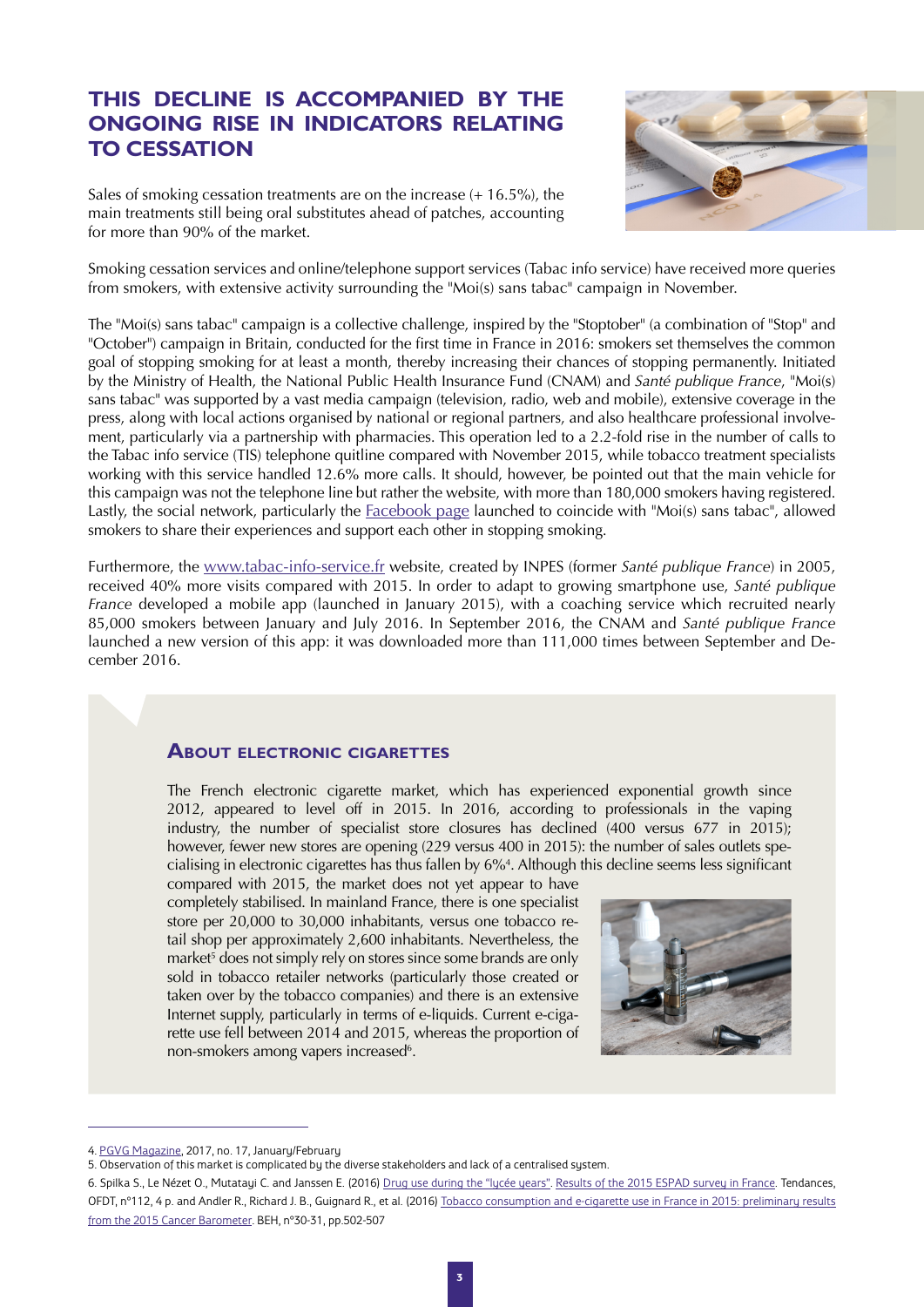## THIS DECLINE IS ACCOMPANIED BY THE ONGOING RISE IN INDICATORS RELATING TO CESSATION

Sales of smoking cessation treatments are on the increase (+ 16.5%), the main treatments still being oral substitutes ahead of patches, accounting for more than 90% of the market.

Smoking cessation services and online/telephone support services (Tabac info service) have received more queries from smokers, with extensive activity surrounding the "Moi(s) sans tabac" campaign in November.

The "Moi(s) sans tabac" campaign is a collective challenge, inspired by the "Stoptober" (a combination of "Stop" and "October") campaign in Britain, conducted for the first time in France in 2016: smokers set themselves the common goal of stopping smoking for at least a month, thereby increasing their chances of stopping permanently. Initiated by the Ministry of Health, the National Public Health Insurance Fund (CNAM) and *Santé publique France*, "Moi(s) sans tabac" was supported by a vast media campaign (television, radio, web and mobile), extensive coverage in the press, along with local actions organised by national or regional partners, and also healthcare professional involvement, particularly via a partnership with pharmacies. This operation led to a 2.2-fold rise in the number of calls to the Tabac info service (TIS) telephone quitline compared with November 2015, while tobacco treatment specialists working with this service handled 12.6% more calls. It should, however, be pointed out that the main vehicle for this campaign was not the telephone line but rather the website, with more than 180,000 smokers having registered. Lastly, the social network, particularly the Facebook page launched to coincide with "Moi(s) sans tabac", allowed smokers to share their experiences and support each other in stopping smoking.

Furthermore, the www.tabac-info-service.fr website, created by INPES (former *Santé publique France*) in 2005, received 40% more visits compared with 2015. In order to adapt to growing smartphone use, *Santé publique France* developed a mobile app (launched in January 2015), with a coaching service which recruited nearly 85,000 smokers between January and July 2016. In September 2016, the CNAM and *Santé publique France* launched a new version of this app: it was downloaded more than 111,000 times between September and December 2016.

### About electronic cigarettes

The French electronic cigarette market, which has experienced exponential growth since 2012, appeared to level off in 2015. In 2016, according to professionals in the vaping industry, the number of specialist store closures has declined (400 versus 677 in 2015); however, fewer new stores are opening (229 versus 400 in 2015): the number of sales outlets specialising in electronic cigarettes has thus fallen by 6%[4]. Although this decline seems less significant compared with 2015, the market does not yet appear to have completely stabilised. In mainland France, there is one specialist store per 20,000 to 30,000 inhabitants, versus one tobacco retail shop per approximately 2,600 inhabitants. Nevertheless, the market[5] does not simply rely on stores since some brands are only sold in tobacco retailer networks (particularly those created or taken over by the tobacco companies) and there is an extensive Internet supply, particularly in terms of e-liquids. Current e-cigarette use fell between 2014 and 2015, whereas the proportion of non-smokers among vapers increased[6].

---

4. PGVG Magazine, 2017, no. 17, January/February

5. Observation of this market is complicated by the diverse stakeholders and lack of a centralised system.

6. Spilka S., Le Nézet O., Mutatayi C. and Janssen E. (2016) Drug use during the "lycée years". Results of the 2015 ESPAD survey in France. Tendances, OFDT, n°112, 4 p. and Andler R., Richard J. B., Guignard R., et al. (2016) Tobacco consumption and e-cigarette use in France in 2015: preliminary results from the 2015 Cancer Barometer. BEH, n°30-31, pp.502-507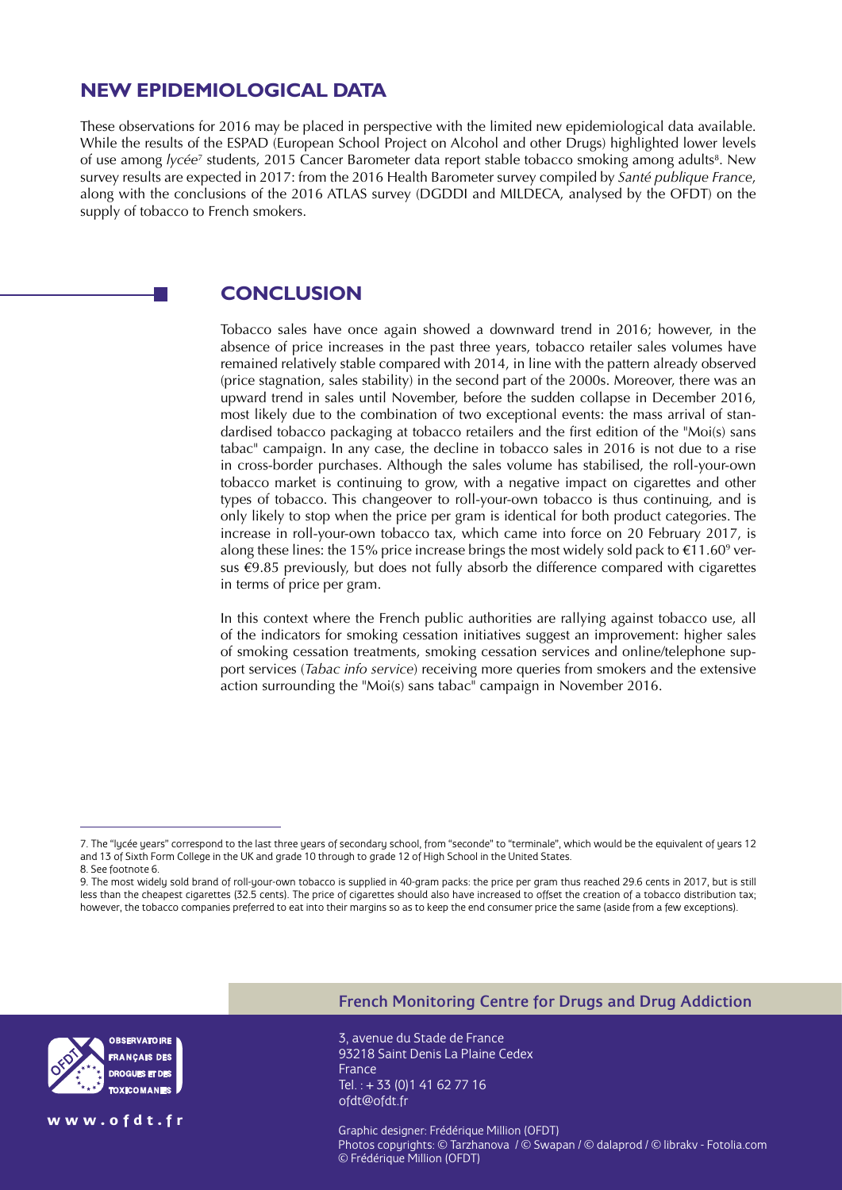## NEW EPIDEMIOLOGICAL DATA

These observations for 2016 may be placed in perspective with the limited new epidemiological data available. While the results of the ESPAD (European School Project on Alcohol and other Drugs) highlighted lower levels of use among *lycée*[7] students, 2015 Cancer Barometer data report stable tobacco smoking among adults[8]. New survey results are expected in 2017: from the 2016 Health Barometer survey compiled by *Santé publique France*, along with the conclusions of the 2016 ATLAS survey (DGDDI and MILDECA, analysed by the OFDT) on the supply of tobacco to French smokers.

## CONCLUSION

Tobacco sales have once again showed a downward trend in 2016; however, in the absence of price increases in the past three years, tobacco retailer sales volumes have remained relatively stable compared with 2014, in line with the pattern already observed (price stagnation, sales stability) in the second part of the 2000s. Moreover, there was an upward trend in sales until November, before the sudden collapse in December 2016, most likely due to the combination of two exceptional events: the mass arrival of standardised tobacco packaging at tobacco retailers and the first edition of the "Moi(s) sans tabac" campaign. In any case, the decline in tobacco sales in 2016 is not due to a rise in cross-border purchases. Although the sales volume has stabilised, the roll-your-own tobacco market is continuing to grow, with a negative impact on cigarettes and other types of tobacco. This changeover to roll-your-own tobacco is thus continuing, and is only likely to stop when the price per gram is identical for both product categories. The increase in roll-your-own tobacco tax, which came into force on 20 February 2017, is along these lines: the 15% price increase brings the most widely sold pack to €11.60[9] versus €9.85 previously, but does not fully absorb the difference compared with cigarettes in terms of price per gram.

In this context where the French public authorities are rallying against tobacco use, all of the indicators for smoking cessation initiatives suggest an improvement: higher sales of smoking cessation treatments, smoking cessation services and online/telephone support services (*Tabac info service*) receiving more queries from smokers and the extensive action surrounding the "Moi(s) sans tabac" campaign in November 2016.

7. The "lycée years" correspond to the last three years of secondary school, from "seconde" to "terminale", which would be the equivalent of years 12 and 13 of Sixth Form College in the UK and grade 10 through to grade 12 of High School in the United States.

8. See footnote 6.

9. The most widely sold brand of roll-your-own tobacco is supplied in 40-gram packs: the price per gram thus reached 29.6 cents in 2017, but is still less than the cheapest cigarettes (32.5 cents). The price of cigarettes should also have increased to offset the creation of a tobacco distribution tax; however, the tobacco companies preferred to eat into their margins so as to keep the end consumer price the same (aside from a few exceptions).

**French Monitoring Centre for Drugs and Drug Addiction**

OBSERVATOIRE FRANÇAIS DES DROGUES ET DES TOXICOMANIES

www.ofdt.fr

3, avenue du Stade de France
93218 Saint Denis La Plaine Cedex
France
Tel. : + 33 (0)1 41 62 77 16
ofdt@ofdt.fr

Graphic designer: Frédérique Million (OFDT)
Photos copyrights: © Tarzhanova / © Swapan / © dalaprod / © librakv - Fotolia.com
© Frédérique Million (OFDT)